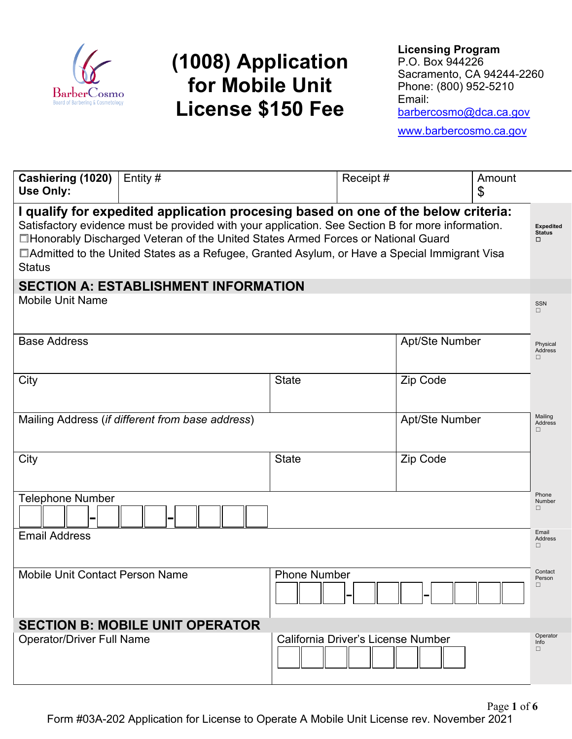# (1008) Application for Mobile Unit License $150 Fee

**Licensing Program**
P.O. Box 944226
Sacramento, CA 94244-2260
Phone: (800) 952-5210
Email: barbercosmo@dca.ca.gov
www.barbercosmo.ca.gov

| **Cashiering (1020) Use Only:** | Entity # | Receipt # | Amount $ |
|---|---|---|---|

**I qualify for expedited application procesing based on one of the below criteria:**
Satisfactory evidence must be provided with your application. See Section B for more information.

☐Honorably Discharged Veteran of the United States Armed Forces or National Guard
☐Admitted to the United States as a Refugee, Granted Asylum, or Have a Special Immigrant Visa Status

Expedited Status ☐

## SECTION A: ESTABLISHMENT INFORMATION

| Mobile Unit Name | | | SSN ☐ |
|---|---|---|---|
| Base Address | | Apt/Ste Number | Physical Address ☐ |
| City | State | Zip Code | |
| Mailing Address (*if different from base address*) | | Apt/Ste Number | Mailing Address ☐ |
| City | State | Zip Code | |
| Telephone Number ☐☐☐-☐☐☐-☐☐☐☐ | | | Phone Number ☐ |
| Email Address | | | Email Address ☐ |
| Mobile Unit Contact Person Name | Phone Number ☐☐☐-☐☐☐-☐☐☐☐ | | Contact Person ☐ |

## SECTION B: MOBILE UNIT OPERATOR

| Operator/Driver Full Name | California Driver's License Number ☐☐☐☐☐☐☐☐ | Operator Info ☐ |
|---|---|---|

Form #03A-202 Application for License to Operate A Mobile Unit License rev. November 2021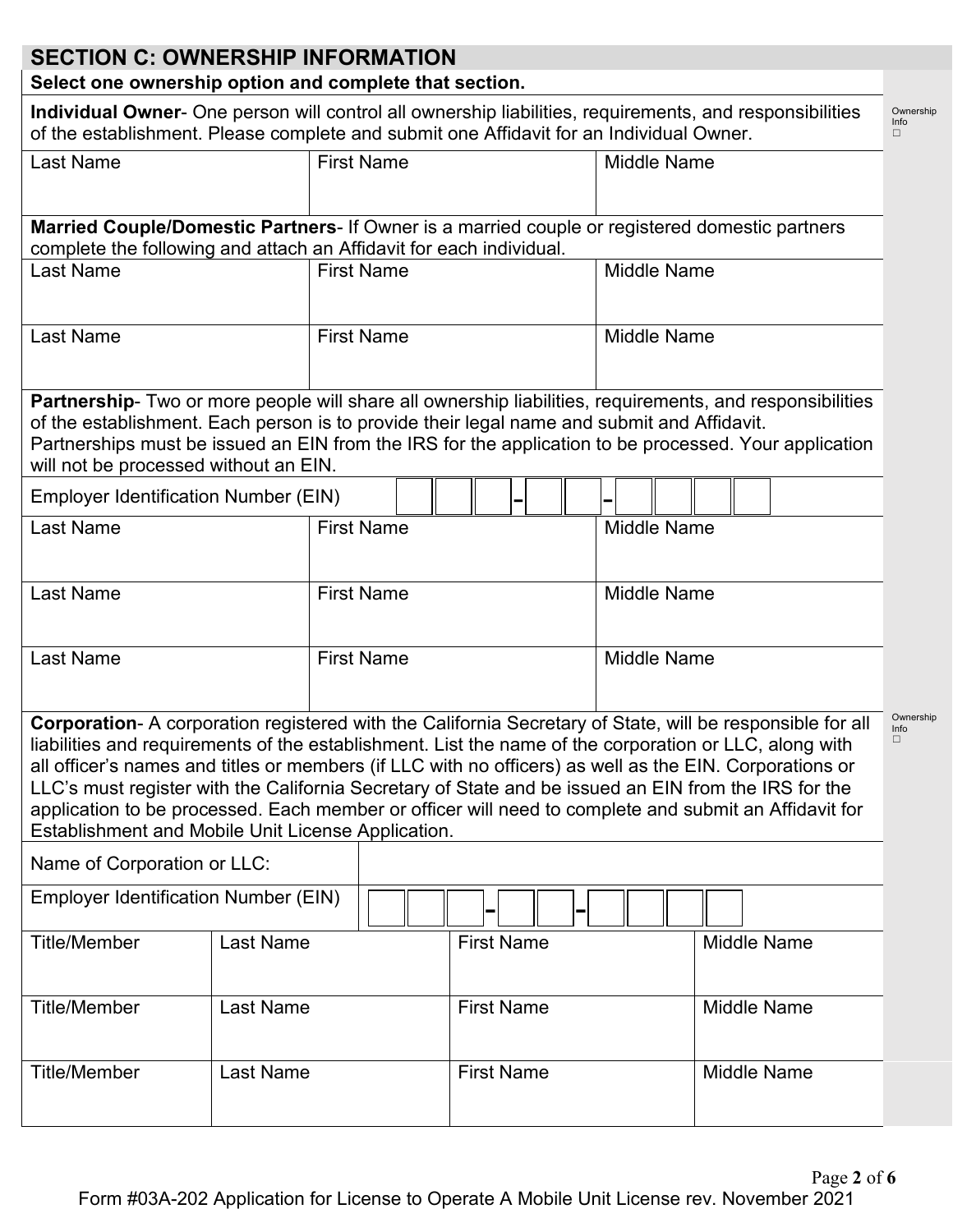## SECTION C: OWNERSHIP INFORMATION

**Select one ownership option and complete that section.**

**Individual Owner**- One person will control all ownership liabilities, requirements, and responsibilities of the establishment. Please complete and submit one Affidavit for an Individual Owner.

Ownership Info ☐

| Last Name | First Name | Middle Name |
|---|---|---|
| | | |

**Married Couple/Domestic Partners**- If Owner is a married couple or registered domestic partners complete the following and attach an Affidavit for each individual.

| Last Name | First Name | Middle Name |
|---|---|---|
| | | |
| Last Name | First Name | Middle Name |
| | | |

**Partnership**- Two or more people will share all ownership liabilities, requirements, and responsibilities of the establishment. Each person is to provide their legal name and submit and Affidavit. Partnerships must be issued an EIN from the IRS for the application to be processed. Your application will not be processed without an EIN.

Employer Identification Number (EIN) ☐☐☐ - ☐☐ - ☐☐☐☐

| Last Name | First Name | Middle Name |
|---|---|---|
| | | |
| Last Name | First Name | Middle Name |
| | | |
| Last Name | First Name | Middle Name |
| | | |

**Corporation**- A corporation registered with the California Secretary of State, will be responsible for all liabilities and requirements of the establishment. List the name of the corporation or LLC, along with all officer's names and titles or members (if LLC with no officers) as well as the EIN. Corporations or LLC's must register with the California Secretary of State and be issued an EIN from the IRS for the application to be processed. Each member or officer will need to complete and submit an Affidavit for Establishment and Mobile Unit License Application.

Ownership Info ☐

Name of Corporation or LLC:

Employer Identification Number (EIN) ☐☐☐ - ☐☐ - ☐☐☐☐

| Title/Member | Last Name | First Name | Middle Name |
|---|---|---|---|
| | | | |
| Title/Member | Last Name | First Name | Middle Name |
| | | | |
| Title/Member | Last Name | First Name | Middle Name |
| | | | |

Form #03A-202 Application for License to Operate A Mobile Unit License rev. November 2021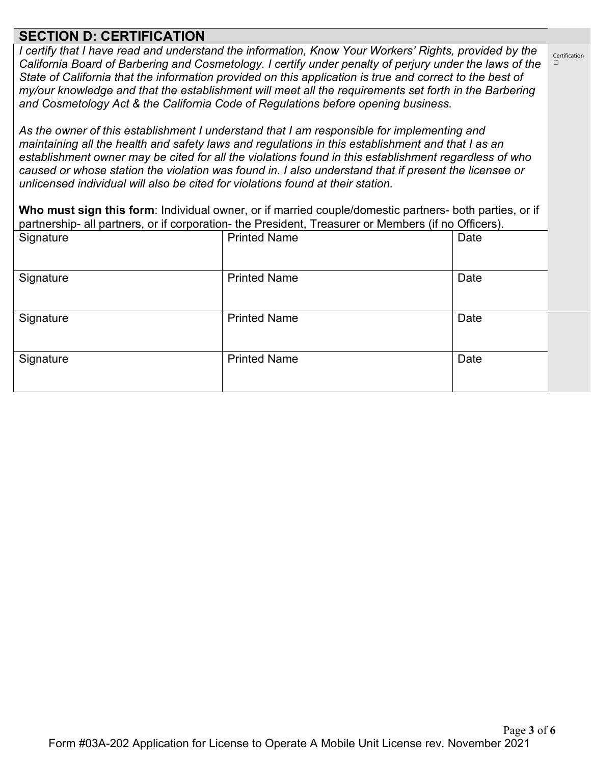## SECTION D: CERTIFICATION

*I certify that I have read and understand the information, Know Your Workers' Rights, provided by the California Board of Barbering and Cosmetology. I certify under penalty of perjury under the laws of the State of California that the information provided on this application is true and correct to the best of my/our knowledge and that the establishment will meet all the requirements set forth in the Barbering and Cosmetology Act & the California Code of Regulations before opening business.*

*As the owner of this establishment I understand that I am responsible for implementing and maintaining all the health and safety laws and regulations in this establishment and that I as an establishment owner may be cited for all the violations found in this establishment regardless of who caused or whose station the violation was found in. I also understand that if present the licensee or unlicensed individual will also be cited for violations found at their station.*

Certification ☐

**Who must sign this form**: Individual owner, or if married couple/domestic partners- both parties, or if partnership- all partners, or if corporation- the President, Treasurer or Members (if no Officers).

| Signature | Printed Name | Date |
|---|---|---|
| Signature | Printed Name | Date |
| Signature | Printed Name | Date |
| Signature | Printed Name | Date |

Form #03A-202 Application for License to Operate A Mobile Unit License rev. November 2021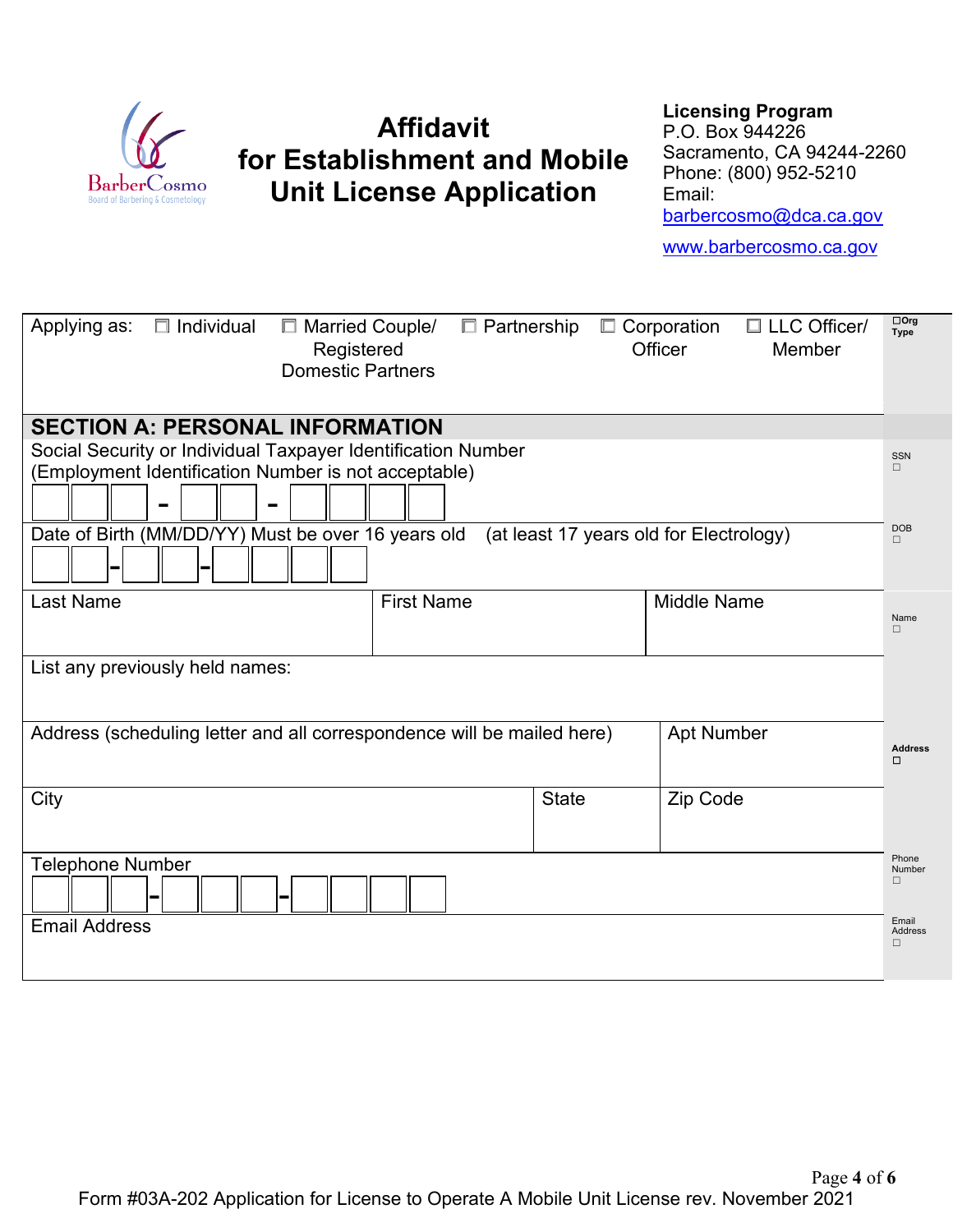# Affidavit for Establishment and Mobile Unit License Application

**Licensing Program**
P.O. Box 944226
Sacramento, CA 94244-2260
Phone: (800) 952-5210
Email:
barbercosmo@dca.ca.gov

www.barbercosmo.ca.gov

Applying as: ☐ Individual ☐ Married Couple/ Registered Domestic Partners ☐ Partnership ☐ Corporation Officer ☐ LLC Officer/ Member

☐Org Type

## SECTION A: PERSONAL INFORMATION

| Field | | | Office Use |
|---|---|---|---|
| Social Security or Individual Taxpayer Identification Number (Employment Identification Number is not acceptable)<br>☐☐☐ - ☐☐ - ☐☐☐☐ | | | SSN ☐ |
| Date of Birth (MM/DD/YY) Must be over 16 years old (at least 17 years old for Electrology)<br>☐☐-☐☐-☐☐☐☐ | | | DOB ☐ |
| Last Name | First Name | Middle Name | Name ☐ |
| List any previously held names: | | | |
| Address (scheduling letter and all correspondence will be mailed here) | | Apt Number | Address ☐ |
| City | State | Zip Code | |
| Telephone Number<br>☐☐☐-☐☐☐-☐☐☐☐ | | | Phone Number ☐ |
| Email Address | | | Email Address ☐ |

Form #03A-202 Application for License to Operate A Mobile Unit License rev. November 2021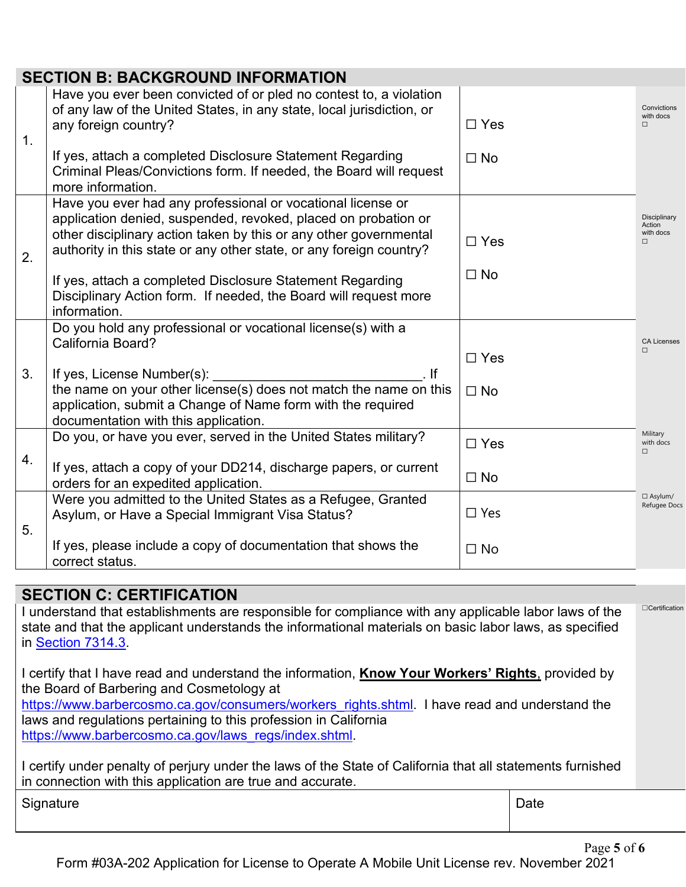## SECTION B: BACKGROUND INFORMATION

| # | Question | Response | Office Use |
|---|---|---|---|
| 1. | Have you ever been convicted of or pled no contest to, a violation of any law of the United States, in any state, local jurisdiction, or any foreign country?<br><br>If yes, attach a completed Disclosure Statement Regarding Criminal Pleas/Convictions form. If needed, the Board will request more information. | ☐ Yes<br><br>☐ No | Convictions with docs ☐ |
| 2. | Have you ever had any professional or vocational license or application denied, suspended, revoked, placed on probation or other disciplinary action taken by this or any other governmental authority in this state or any other state, or any foreign country?<br><br>If yes, attach a completed Disclosure Statement Regarding Disciplinary Action form. If needed, the Board will request more information. | ☐ Yes<br><br>☐ No | Disciplinary Action with docs ☐ |
| 3. | Do you hold any professional or vocational license(s) with a California Board?<br><br>If yes, License Number(s): ____________________________. If the name on your other license(s) does not match the name on this application, submit a Change of Name form with the required documentation with this application. | ☐ Yes<br><br>☐ No | CA Licenses ☐ |
| 4. | Do you, or have you ever, served in the United States military?<br><br>If yes, attach a copy of your DD214, discharge papers, or current orders for an expedited application. | ☐ Yes<br><br>☐ No | Military with docs ☐ |
| 5. | Were you admitted to the United States as a Refugee, Granted Asylum, or Have a Special Immigrant Visa Status?<br><br>If yes, please include a copy of documentation that shows the correct status. | ☐ Yes<br><br>☐ No | ☐ Asylum/ Refugee Docs |

## SECTION C: CERTIFICATION

☐Certification

I understand that establishments are responsible for compliance with any applicable labor laws of the state and that the applicant understands the informational materials on basic labor laws, as specified in Section 7314.3.

I certify that I have read and understand the information, **Know Your Workers' Rights**, provided by the Board of Barbering and Cosmetology at https://www.barbercosmo.ca.gov/consumers/workers_rights.shtml. I have read and understand the laws and regulations pertaining to this profession in California https://www.barbercosmo.ca.gov/laws_regs/index.shtml.

I certify under penalty of perjury under the laws of the State of California that all statements furnished in connection with this application are true and accurate.

| Signature | Date |
|---|---|
| | |

Form #03A-202 Application for License to Operate A Mobile Unit License rev. November 2021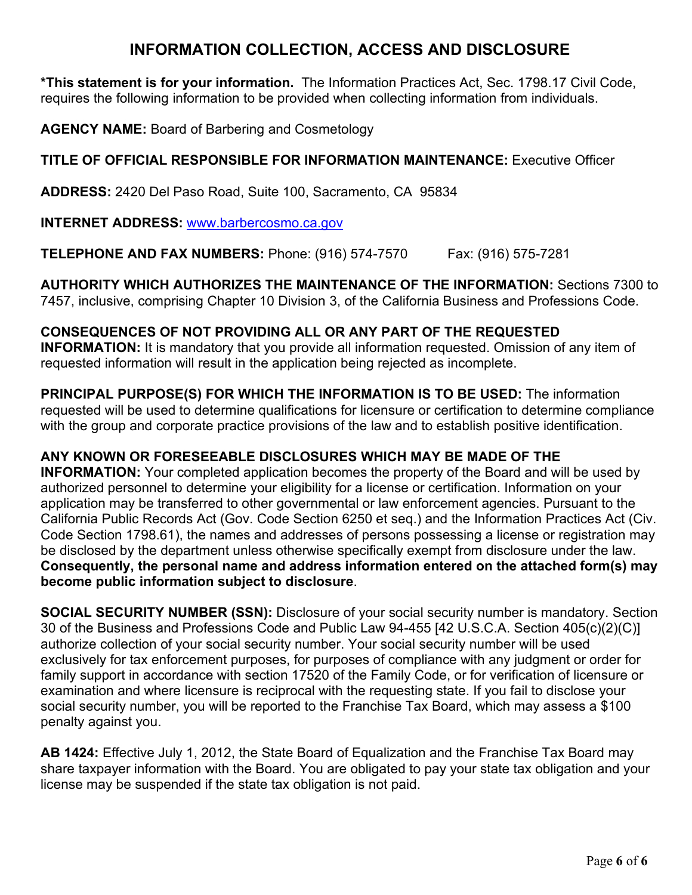# INFORMATION COLLECTION, ACCESS AND DISCLOSURE

**\*This statement is for your information.** The Information Practices Act, Sec. 1798.17 Civil Code, requires the following information to be provided when collecting information from individuals.

**AGENCY NAME:** Board of Barbering and Cosmetology

**TITLE OF OFFICIAL RESPONSIBLE FOR INFORMATION MAINTENANCE:** Executive Officer

**ADDRESS:** 2420 Del Paso Road, Suite 100, Sacramento, CA 95834

**INTERNET ADDRESS:** www.barbercosmo.ca.gov

**TELEPHONE AND FAX NUMBERS:** Phone: (916) 574-7570 Fax: (916) 575-7281

**AUTHORITY WHICH AUTHORIZES THE MAINTENANCE OF THE INFORMATION:** Sections 7300 to 7457, inclusive, comprising Chapter 10 Division 3, of the California Business and Professions Code.

**CONSEQUENCES OF NOT PROVIDING ALL OR ANY PART OF THE REQUESTED INFORMATION:** It is mandatory that you provide all information requested. Omission of any item of requested information will result in the application being rejected as incomplete.

**PRINCIPAL PURPOSE(S) FOR WHICH THE INFORMATION IS TO BE USED:** The information requested will be used to determine qualifications for licensure or certification to determine compliance with the group and corporate practice provisions of the law and to establish positive identification.

**ANY KNOWN OR FORESEEABLE DISCLOSURES WHICH MAY BE MADE OF THE INFORMATION:** Your completed application becomes the property of the Board and will be used by authorized personnel to determine your eligibility for a license or certification. Information on your application may be transferred to other governmental or law enforcement agencies. Pursuant to the California Public Records Act (Gov. Code Section 6250 et seq.) and the Information Practices Act (Civ. Code Section 1798.61), the names and addresses of persons possessing a license or registration may be disclosed by the department unless otherwise specifically exempt from disclosure under the law. **Consequently, the personal name and address information entered on the attached form(s) may become public information subject to disclosure**.

**SOCIAL SECURITY NUMBER (SSN):** Disclosure of your social security number is mandatory. Section 30 of the Business and Professions Code and Public Law 94-455 [42 U.S.C.A. Section 405(c)(2)(C)] authorize collection of your social security number. Your social security number will be used exclusively for tax enforcement purposes, for purposes of compliance with any judgment or order for family support in accordance with section 17520 of the Family Code, or for verification of licensure or examination and where licensure is reciprocal with the requesting state. If you fail to disclose your social security number, you will be reported to the Franchise Tax Board, which may assess a $100 penalty against you.

**AB 1424:** Effective July 1, 2012, the State Board of Equalization and the Franchise Tax Board may share taxpayer information with the Board. You are obligated to pay your state tax obligation and your license may be suspended if the state tax obligation is not paid.